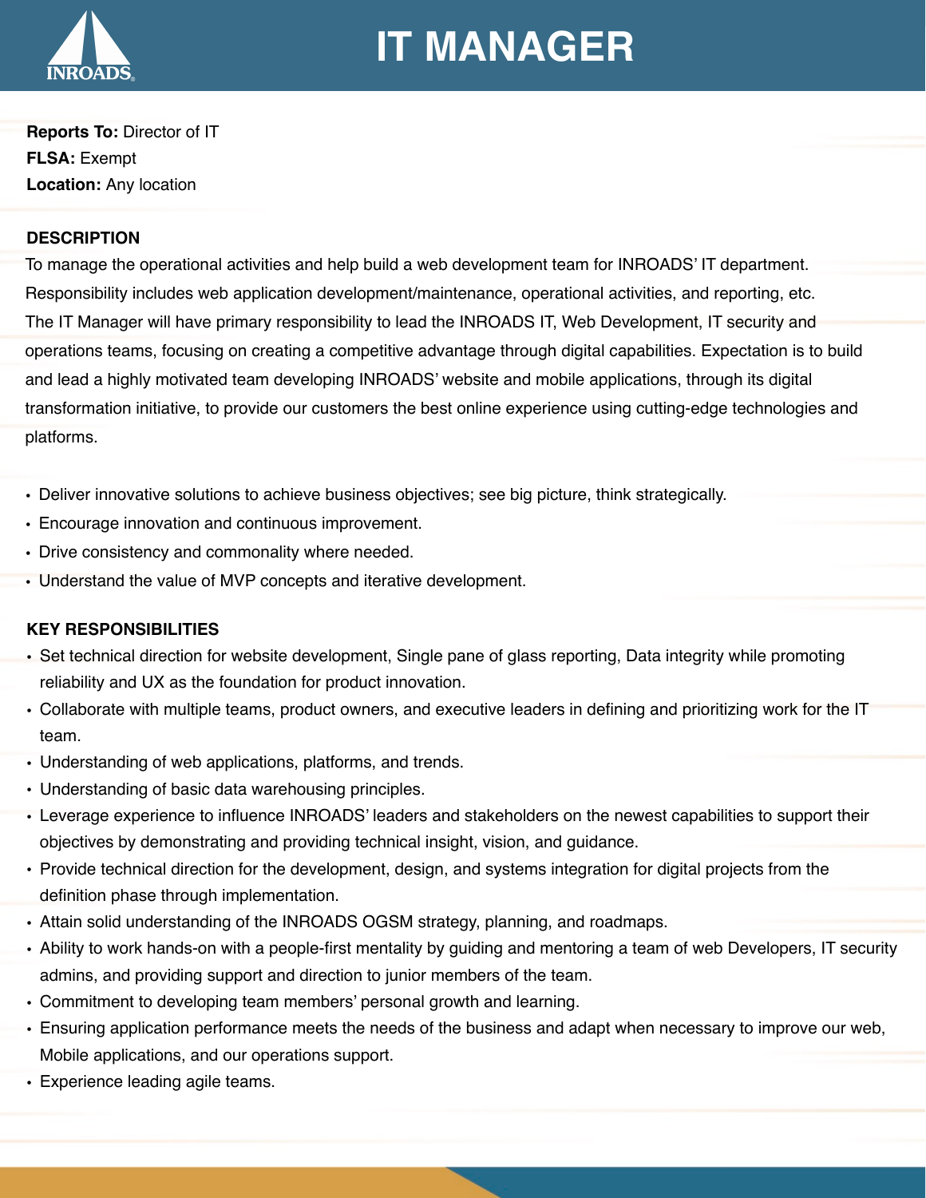# IT MANAGER

**Reports To:** Director of IT
**FLSA:** Exempt
**Location:** Any location

## DESCRIPTION

To manage the operational activities and help build a web development team for INROADS' IT department. Responsibility includes web application development/maintenance, operational activities, and reporting, etc. The IT Manager will have primary responsibility to lead the INROADS IT, Web Development, IT security and operations teams, focusing on creating a competitive advantage through digital capabilities. Expectation is to build and lead a highly motivated team developing INROADS' website and mobile applications, through its digital transformation initiative, to provide our customers the best online experience using cutting-edge technologies and platforms.

- Deliver innovative solutions to achieve business objectives; see big picture, think strategically.
- Encourage innovation and continuous improvement.
- Drive consistency and commonality where needed.
- Understand the value of MVP concepts and iterative development.

## KEY RESPONSIBILITIES

- Set technical direction for website development, Single pane of glass reporting, Data integrity while promoting reliability and UX as the foundation for product innovation.
- Collaborate with multiple teams, product owners, and executive leaders in defining and prioritizing work for the IT team.
- Understanding of web applications, platforms, and trends.
- Understanding of basic data warehousing principles.
- Leverage experience to influence INROADS' leaders and stakeholders on the newest capabilities to support their objectives by demonstrating and providing technical insight, vision, and guidance.
- Provide technical direction for the development, design, and systems integration for digital projects from the definition phase through implementation.
- Attain solid understanding of the INROADS OGSM strategy, planning, and roadmaps.
- Ability to work hands-on with a people-first mentality by guiding and mentoring a team of web Developers, IT security admins, and providing support and direction to junior members of the team.
- Commitment to developing team members' personal growth and learning.
- Ensuring application performance meets the needs of the business and adapt when necessary to improve our web, Mobile applications, and our operations support.
- Experience leading agile teams.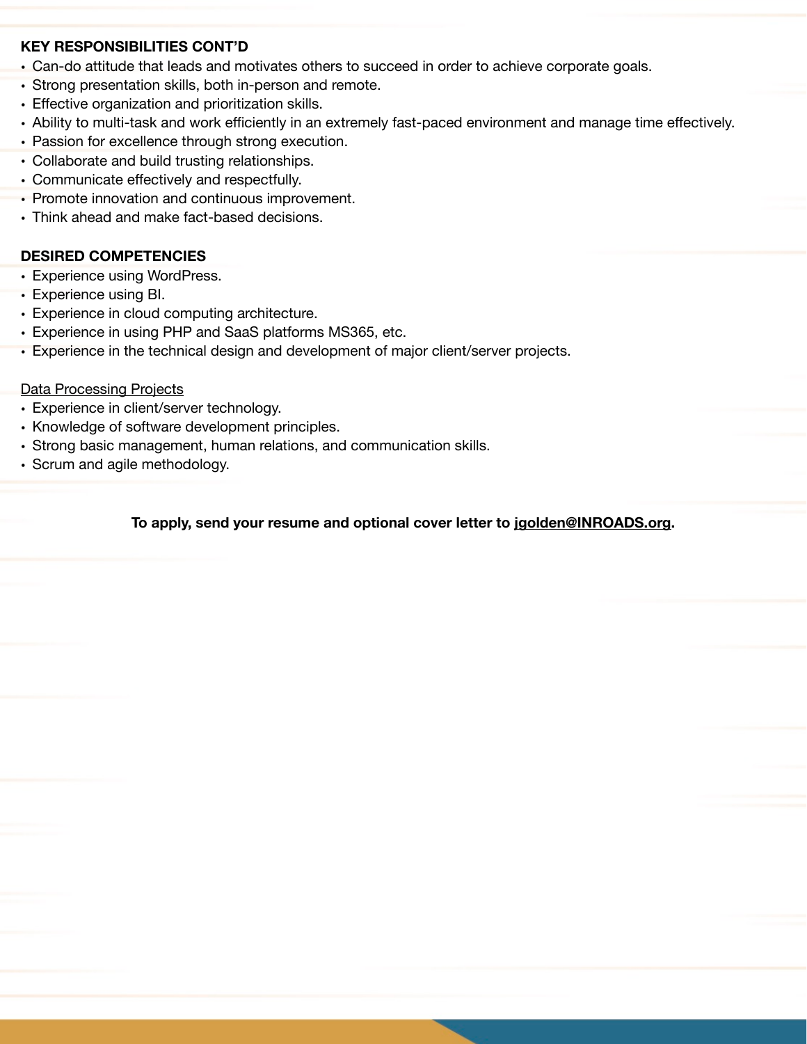**KEY RESPONSIBILITIES CONT'D**

- Can-do attitude that leads and motivates others to succeed in order to achieve corporate goals.
- Strong presentation skills, both in-person and remote.
- Effective organization and prioritization skills.
- Ability to multi-task and work efficiently in an extremely fast-paced environment and manage time effectively.
- Passion for excellence through strong execution.
- Collaborate and build trusting relationships.
- Communicate effectively and respectfully.
- Promote innovation and continuous improvement.
- Think ahead and make fact-based decisions.

**DESIRED COMPETENCIES**

- Experience using WordPress.
- Experience using BI.
- Experience in cloud computing architecture.
- Experience in using PHP and SaaS platforms MS365, etc.
- Experience in the technical design and development of major client/server projects.

Data Processing Projects

- Experience in client/server technology.
- Knowledge of software development principles.
- Strong basic management, human relations, and communication skills.
- Scrum and agile methodology.

**To apply, send your resume and optional cover letter to jgolden@INROADS.org.**